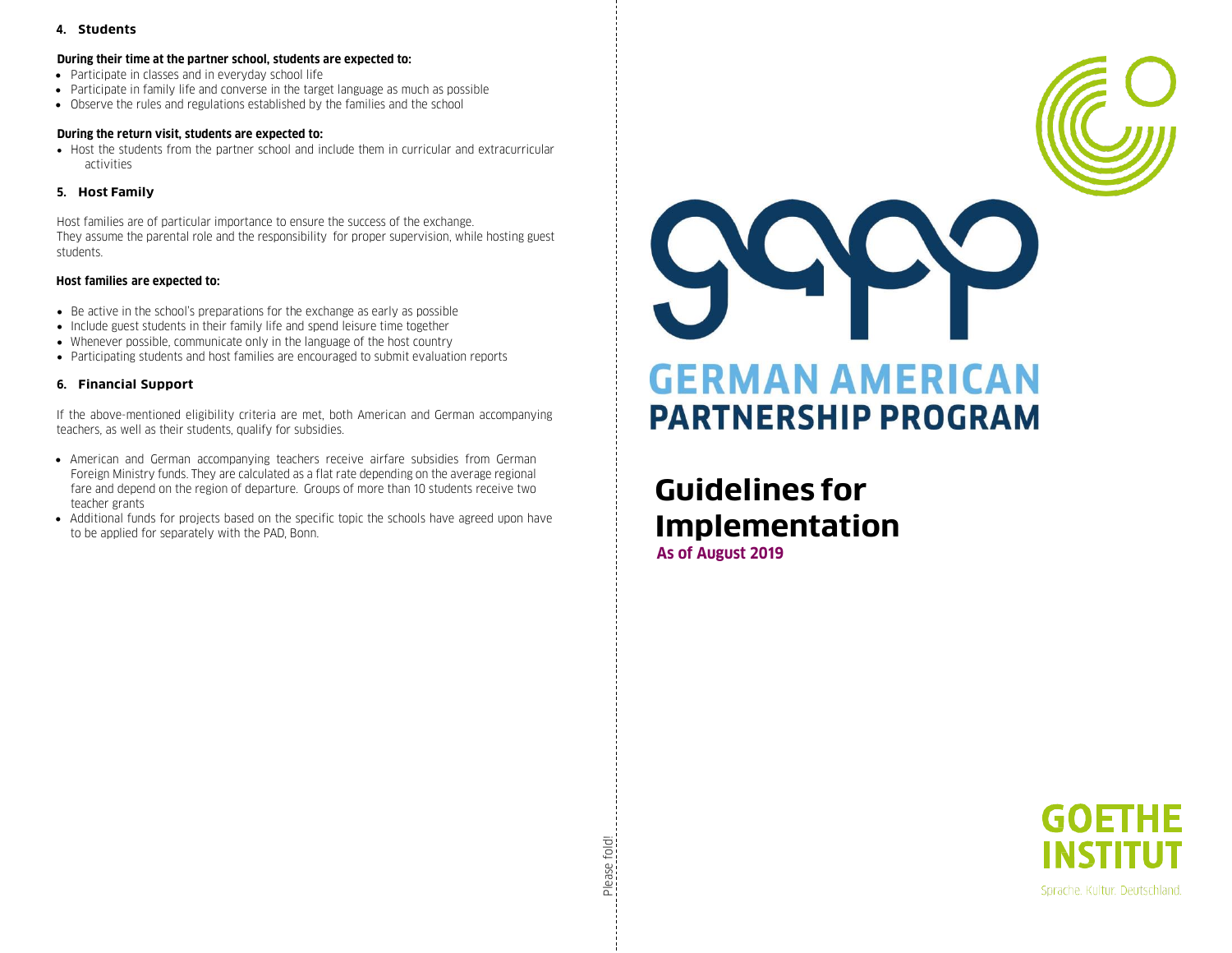## 4. Students

**During their time at the partner school, students are expected to:**

- Participate in classes and in everyday school life
- Participate in family life and converse in the target language as much as possible
- Observe the rules and regulations established by the families and the school

**During the return visit, students are expected to:**

- Host the students from the partner school and include them in curricular and extracurricular activities

## 5. Host Family

Host families are of particular importance to ensure the success of the exchange.
They assume the parental role and the responsibility for proper supervision, while hosting guest students.

**Host families are expected to:**

- Be active in the school's preparations for the exchange as early as possible
- Include guest students in their family life and spend leisure time together
- Whenever possible, communicate only in the language of the host country
- Participating students and host families are encouraged to submit evaluation reports

## 6. Financial Support

If the above-mentioned eligibility criteria are met, both American and German accompanying teachers, as well as their students, qualify for subsidies.

- American and German accompanying teachers receive airfare subsidies from German Foreign Ministry funds. They are calculated as a flat rate depending on the average regional fare and depend on the region of departure. Groups of more than 10 students receive two teacher grants
- Additional funds for projects based on the specific topic the schools have agreed upon have to be applied for separately with the PAD, Bonn.

Please fold!

gapp

**GERMAN AMERICAN PARTNERSHIP PROGRAM**

# Guidelines for Implementation

**As of August 2019**

**GOETHE INSTITUT**

Sprache. Kultur. Deutschland.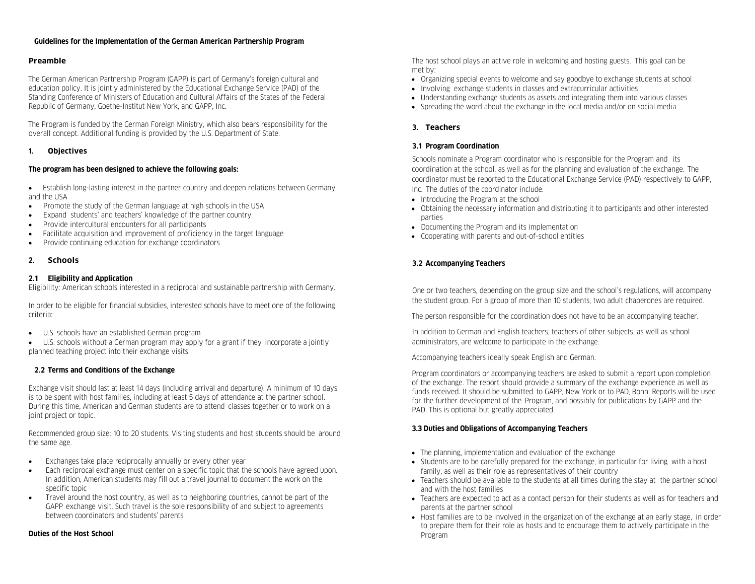**Guidelines for the Implementation of the German American Partnership Program**

## Preamble

The German American Partnership Program (GAPP) is part of Germany's foreign cultural and education policy. It is jointly administered by the Educational Exchange Service (PAD) of the Standing Conference of Ministers of Education and Cultural Affairs of the States of the Federal Republic of Germany, Goethe-Institut New York, and GAPP, Inc.

The Program is funded by the German Foreign Ministry, which also bears responsibility for the overall concept. Additional funding is provided by the U.S. Department of State.

## 1. Objectives

**The program has been designed to achieve the following goals:**

- Establish long-lasting interest in the partner country and deepen relations between Germany and the USA
- Promote the study of the German language at high schools in the USA
- Expand students' and teachers' knowledge of the partner country
- Provide intercultural encounters for all participants
- Facilitate acquisition and improvement of proficiency in the target language
- Provide continuing education for exchange coordinators

## 2. Schools

### 2.1 Eligibility and Application

Eligibility: American schools interested in a reciprocal and sustainable partnership with Germany.

In order to be eligible for financial subsidies, interested schools have to meet one of the following criteria:

- U.S. schools have an established German program
- U.S. schools without a German program may apply for a grant if they incorporate a jointly planned teaching project into their exchange visits

### 2.2 Terms and Conditions of the Exchange

Exchange visit should last at least 14 days (including arrival and departure). A minimum of 10 days is to be spent with host families, including at least 5 days of attendance at the partner school. During this time, American and German students are to attend classes together or to work on a joint project or topic.

Recommended group size: 10 to 20 students. Visiting students and host students should be around the same age.

- Exchanges take place reciprocally annually or every other year
- Each reciprocal exchange must center on a specific topic that the schools have agreed upon. In addition, American students may fill out a travel journal to document the work on the specific topic
- Travel around the host country, as well as to neighboring countries, cannot be part of the GAPP exchange visit. Such travel is the sole responsibility of and subject to agreements between coordinators and students' parents

**Duties of the Host School**

The host school plays an active role in welcoming and hosting guests. This goal can be met by:

- Organizing special events to welcome and say goodbye to exchange students at school
- Involving exchange students in classes and extracurricular activities
- Understanding exchange students as assets and integrating them into various classes
- Spreading the word about the exchange in the local media and/or on social media

## 3. Teachers

### 3.1 Program Coordination

Schools nominate a Program coordinator who is responsible for the Program and its coordination at the school, as well as for the planning and evaluation of the exchange. The coordinator must be reported to the Educational Exchange Service (PAD) respectively to GAPP, Inc. The duties of the coordinator include:

- Introducing the Program at the school
- Obtaining the necessary information and distributing it to participants and other interested parties
- Documenting the Program and its implementation
- Cooperating with parents and out-of-school entities

### 3.2 Accompanying Teachers

One or two teachers, depending on the group size and the school's regulations, will accompany the student group. For a group of more than 10 students, two adult chaperones are required.

The person responsible for the coordination does not have to be an accompanying teacher.

In addition to German and English teachers, teachers of other subjects, as well as school administrators, are welcome to participate in the exchange.

Accompanying teachers ideally speak English and German.

Program coordinators or accompanying teachers are asked to submit a report upon completion of the exchange. The report should provide a summary of the exchange experience as well as funds received. It should be submitted to GAPP, New York or to PAD, Bonn. Reports will be used for the further development of the Program, and possibly for publications by GAPP and the PAD. This is optional but greatly appreciated.

### 3.3 Duties and Obligations of Accompanying Teachers

- The planning, implementation and evaluation of the exchange
- Students are to be carefully prepared for the exchange, in particular for living with a host family, as well as their role as representatives of their country
- Teachers should be available to the students at all times during the stay at the partner school and with the host families
- Teachers are expected to act as a contact person for their students as well as for teachers and parents at the partner school
- Host families are to be involved in the organization of the exchange at an early stage, in order to prepare them for their role as hosts and to encourage them to actively participate in the Program